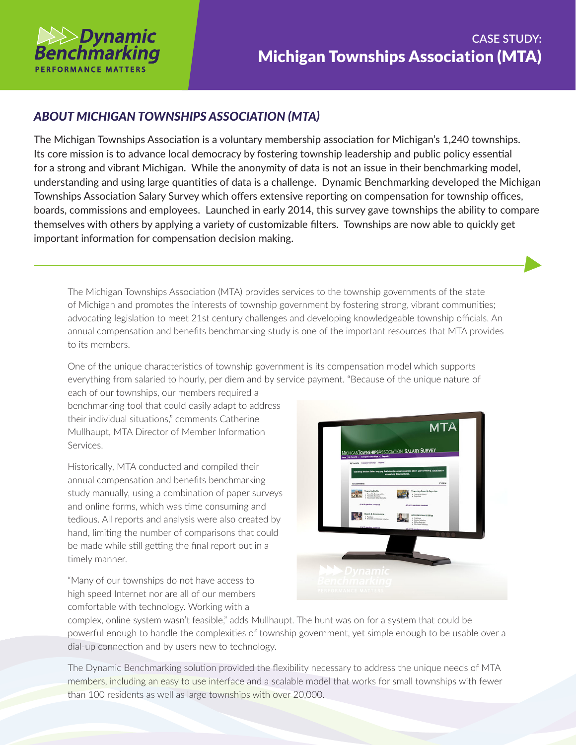# CASE STUDY: Michigan Townships Association (MTA)

## *ABOUT MICHIGAN TOWNSHIPS ASSOCIATION (MTA)*

The Michigan Townships Association is a voluntary membership association for Michigan's 1,240 townships. Its core mission is to advance local democracy by fostering township leadership and public policy essential for a strong and vibrant Michigan. While the anonymity of data is not an issue in their benchmarking model, understanding and using large quantities of data is a challenge. Dynamic Benchmarking developed the Michigan Townships Association Salary Survey which offers extensive reporting on compensation for township offices, boards, commissions and employees. Launched in early 2014, this survey gave townships the ability to compare themselves with others by applying a variety of customizable filters. Townships are now able to quickly get important information for compensation decision making.

---

The Michigan Townships Association (MTA) provides services to the township governments of the state of Michigan and promotes the interests of township government by fostering strong, vibrant communities; advocating legislation to meet 21st century challenges and developing knowledgeable township officials. An annual compensation and benefits benchmarking study is one of the important resources that MTA provides to its members.

One of the unique characteristics of township government is its compensation model which supports everything from salaried to hourly, per diem and by service payment. "Because of the unique nature of each of our townships, our members required a benchmarking tool that could easily adapt to address their individual situations," comments Catherine Mullhaupt, MTA Director of Member Information Services.

Historically, MTA conducted and compiled their annual compensation and benefits benchmarking study manually, using a combination of paper surveys and online forms, which was time consuming and tedious. All reports and analysis were also created by hand, limiting the number of comparisons that could be made while still getting the final report out in a timely manner.

"Many of our townships do not have access to high speed Internet nor are all of our members comfortable with technology. Working with a complex, online system wasn't feasible," adds Mullhaupt. The hunt was on for a system that could be powerful enough to handle the complexities of township government, yet simple enough to be usable over a dial-up connection and by users new to technology.

The Dynamic Benchmarking solution provided the flexibility necessary to address the unique needs of MTA members, including an easy to use interface and a scalable model that works for small townships with fewer than 100 residents as well as large townships with over 20,000.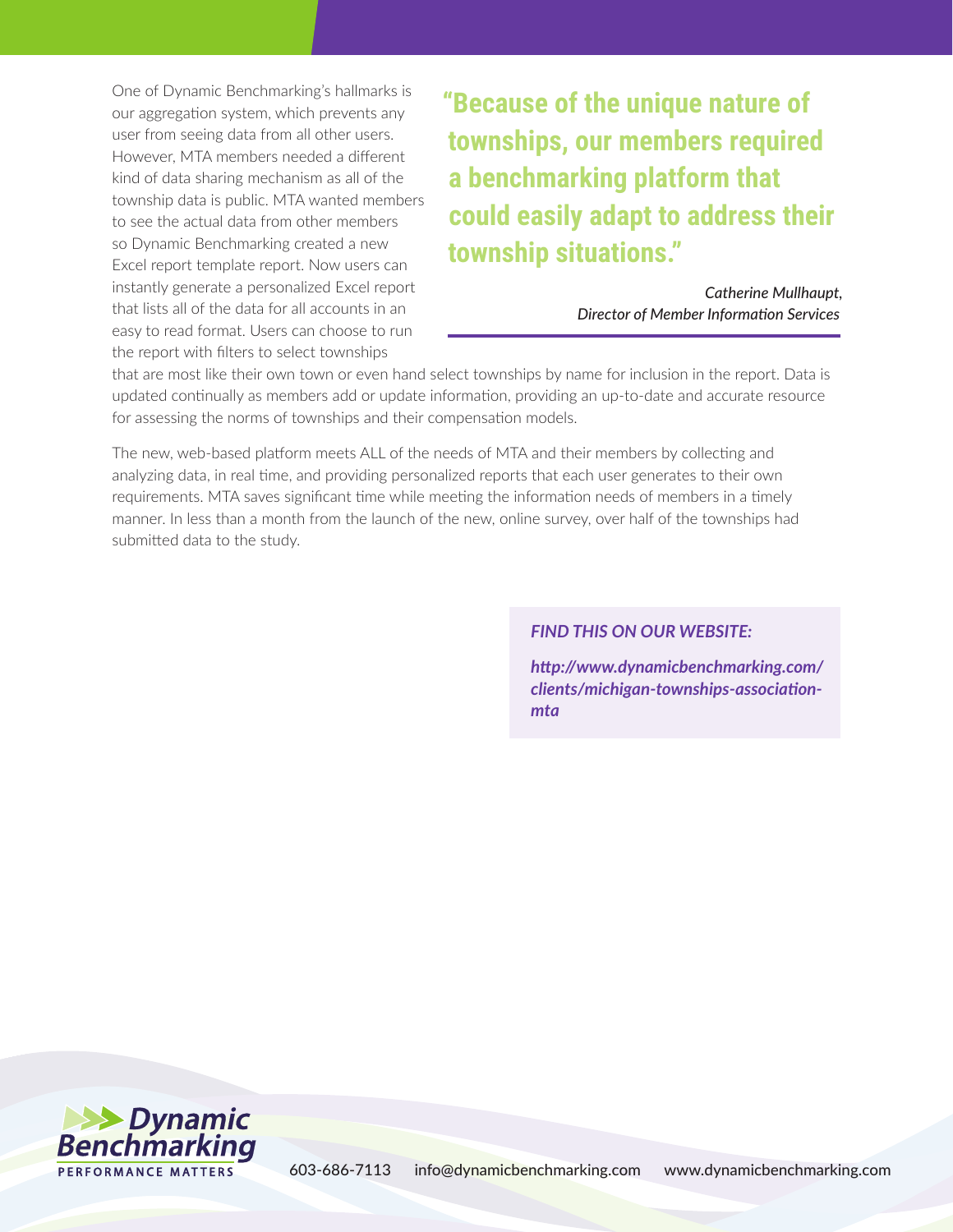One of Dynamic Benchmarking's hallmarks is our aggregation system, which prevents any user from seeing data from all other users. However, MTA members needed a different kind of data sharing mechanism as all of the township data is public. MTA wanted members to see the actual data from other members so Dynamic Benchmarking created a new Excel report template report. Now users can instantly generate a personalized Excel report that lists all of the data for all accounts in an easy to read format. Users can choose to run the report with filters to select townships that are most like their own town or even hand select townships by name for inclusion in the report. Data is updated continually as members add or update information, providing an up-to-date and accurate resource for assessing the norms of townships and their compensation models.

> **"Because of the unique nature of townships, our members required a benchmarking platform that could easily adapt to address their township situations."**
>
> *Catherine Mullhaupt, Director of Member Information Services*

The new, web-based platform meets ALL of the needs of MTA and their members by collecting and analyzing data, in real time, and providing personalized reports that each user generates to their own requirements. MTA saves significant time while meeting the information needs of members in a timely manner. In less than a month from the launch of the new, online survey, over half of the townships had submitted data to the study.

***FIND THIS ON OUR WEBSITE:***

***http://www.dynamicbenchmarking.com/clients/michigan-townships-association-mta***

Dynamic Benchmarking
PERFORMANCE MATTERS

603-686-7113 info@dynamicbenchmarking.com www.dynamicbenchmarking.com